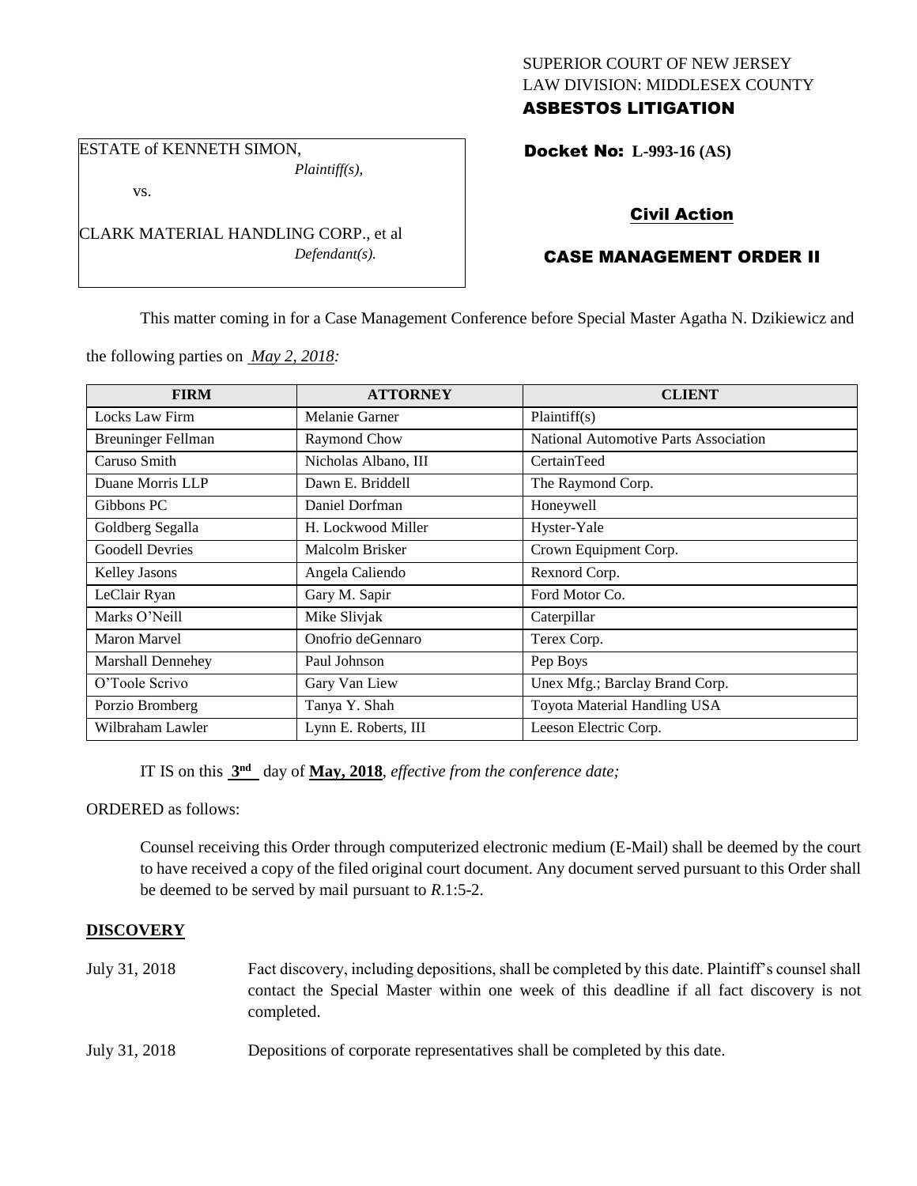SUPERIOR COURT OF NEW JERSEY
LAW DIVISION: MIDDLESEX COUNTY
**ASBESTOS LITIGATION**

ESTATE of KENNETH SIMON,
*Plaintiff(s),*

vs.

CLARK MATERIAL HANDLING CORP., et al
*Defendant(s).*

**Docket No: L-993-16 (AS)**

**Civil Action**

**CASE MANAGEMENT ORDER II**

This matter coming in for a Case Management Conference before Special Master Agatha N. Dzikiewicz and the following parties on *May 2, 2018:*

| FIRM | ATTORNEY | CLIENT |
|---|---|---|
| Locks Law Firm | Melanie Garner | Plaintiff(s) |
| Breuninger Fellman | Raymond Chow | National Automotive Parts Association |
| Caruso Smith | Nicholas Albano, III | CertainTeed |
| Duane Morris LLP | Dawn E. Briddell | The Raymond Corp. |
| Gibbons PC | Daniel Dorfman | Honeywell |
| Goldberg Segalla | H. Lockwood Miller | Hyster-Yale |
| Goodell Devries | Malcolm Brisker | Crown Equipment Corp. |
| Kelley Jasons | Angela Caliendo | Rexnord Corp. |
| LeClair Ryan | Gary M. Sapir | Ford Motor Co. |
| Marks O'Neill | Mike Slivjak | Caterpillar |
| Maron Marvel | Onofrio deGennaro | Terex Corp. |
| Marshall Dennehey | Paul Johnson | Pep Boys |
| O'Toole Scrivo | Gary Van Liew | Unex Mfg.; Barclay Brand Corp. |
| Porzio Bromberg | Tanya Y. Shah | Toyota Material Handling USA |
| Wilbraham Lawler | Lynn E. Roberts, III | Leeson Electric Corp. |

IT IS on this **3rd** day of **May, 2018**, *effective from the conference date;*

ORDERED as follows:

Counsel receiving this Order through computerized electronic medium (E-Mail) shall be deemed by the court to have received a copy of the filed original court document. Any document served pursuant to this Order shall be deemed to be served by mail pursuant to *R*.1:5-2.

**DISCOVERY**

July 31, 2018 — Fact discovery, including depositions, shall be completed by this date. Plaintiff's counsel shall contact the Special Master within one week of this deadline if all fact discovery is not completed.

July 31, 2018 — Depositions of corporate representatives shall be completed by this date.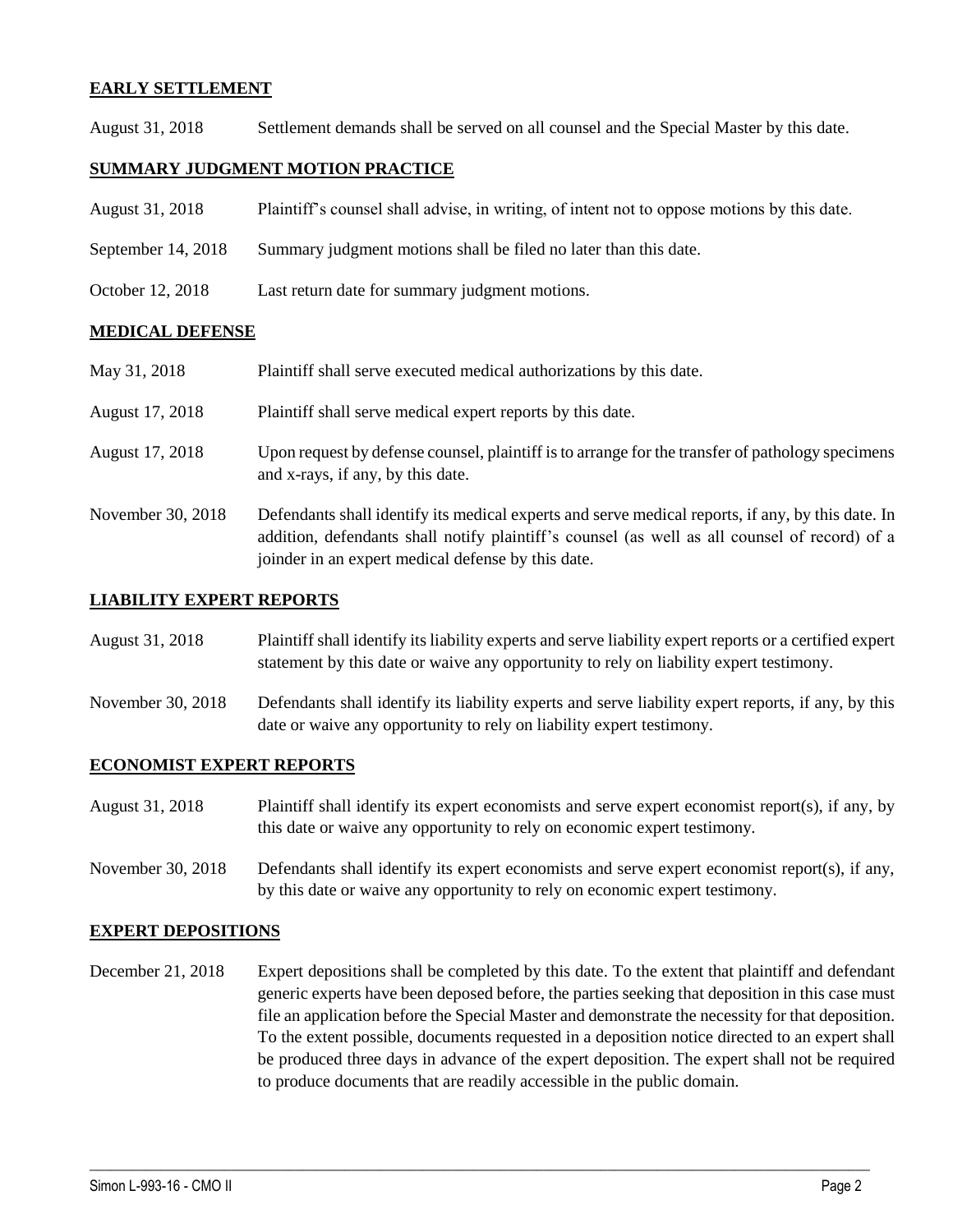**EARLY SETTLEMENT**

August 31, 2018 Settlement demands shall be served on all counsel and the Special Master by this date.

**SUMMARY JUDGMENT MOTION PRACTICE**

August 31, 2018 Plaintiff's counsel shall advise, in writing, of intent not to oppose motions by this date.

September 14, 2018 Summary judgment motions shall be filed no later than this date.

October 12, 2018 Last return date for summary judgment motions.

**MEDICAL DEFENSE**

May 31, 2018 Plaintiff shall serve executed medical authorizations by this date.

August 17, 2018 Plaintiff shall serve medical expert reports by this date.

August 17, 2018 Upon request by defense counsel, plaintiff is to arrange for the transfer of pathology specimens and x-rays, if any, by this date.

November 30, 2018 Defendants shall identify its medical experts and serve medical reports, if any, by this date. In addition, defendants shall notify plaintiff's counsel (as well as all counsel of record) of a joinder in an expert medical defense by this date.

**LIABILITY EXPERT REPORTS**

August 31, 2018 Plaintiff shall identify its liability experts and serve liability expert reports or a certified expert statement by this date or waive any opportunity to rely on liability expert testimony.

November 30, 2018 Defendants shall identify its liability experts and serve liability expert reports, if any, by this date or waive any opportunity to rely on liability expert testimony.

**ECONOMIST EXPERT REPORTS**

August 31, 2018 Plaintiff shall identify its expert economists and serve expert economist report(s), if any, by this date or waive any opportunity to rely on economic expert testimony.

November 30, 2018 Defendants shall identify its expert economists and serve expert economist report(s), if any, by this date or waive any opportunity to rely on economic expert testimony.

**EXPERT DEPOSITIONS**

December 21, 2018 Expert depositions shall be completed by this date. To the extent that plaintiff and defendant generic experts have been deposed before, the parties seeking that deposition in this case must file an application before the Special Master and demonstrate the necessity for that deposition. To the extent possible, documents requested in a deposition notice directed to an expert shall be produced three days in advance of the expert deposition. The expert shall not be required to produce documents that are readily accessible in the public domain.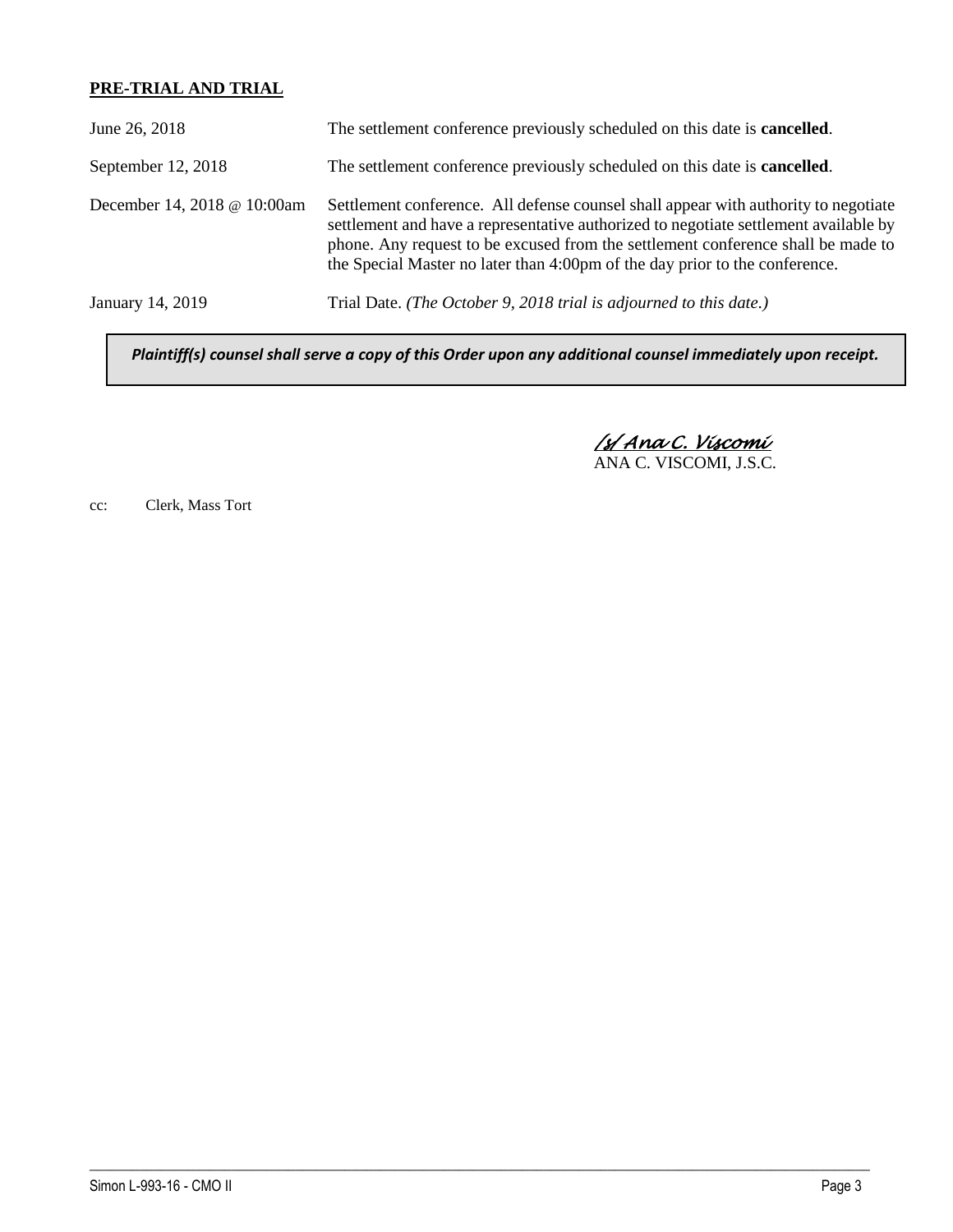**PRE-TRIAL AND TRIAL**

| | |
|---|---|
| June 26, 2018 | The settlement conference previously scheduled on this date is **cancelled**. |
| September 12, 2018 | The settlement conference previously scheduled on this date is **cancelled**. |
| December 14, 2018 @ 10:00am | Settlement conference. All defense counsel shall appear with authority to negotiate settlement and have a representative authorized to negotiate settlement available by phone. Any request to be excused from the settlement conference shall be made to the Special Master no later than 4:00pm of the day prior to the conference. |
| January 14, 2019 | Trial Date. *(The October 9, 2018 trial is adjourned to this date.)* |

***Plaintiff(s) counsel shall serve a copy of this Order upon any additional counsel immediately upon receipt.***

*/s/ Ana C. Viscomi*
ANA C. VISCOMI, J.S.C.

cc: Clerk, Mass Tort